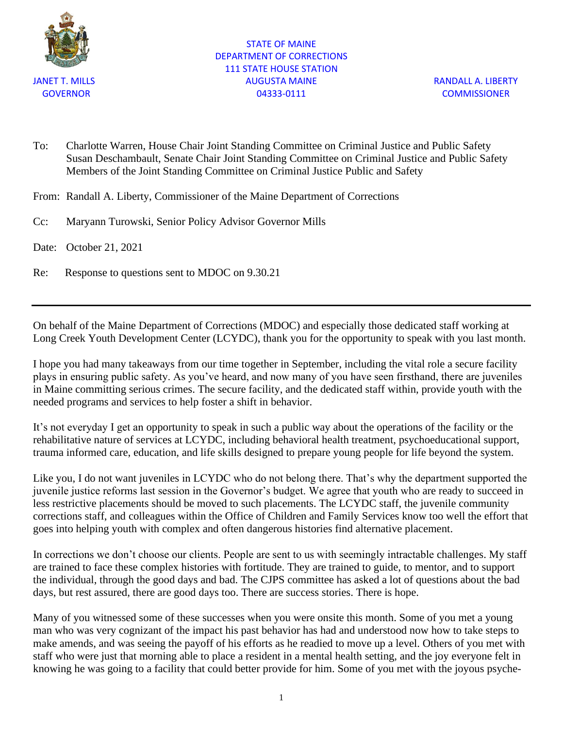JANET T. MILLS
GOVERNOR

STATE OF MAINE
DEPARTMENT OF CORRECTIONS
111 STATE HOUSE STATION
AUGUSTA MAINE
04333-0111

RANDALL A. LIBERTY
COMMISSIONER

To: Charlotte Warren, House Chair Joint Standing Committee on Criminal Justice and Public Safety
Susan Deschambault, Senate Chair Joint Standing Committee on Criminal Justice and Public Safety
Members of the Joint Standing Committee on Criminal Justice Public and Safety

From: Randall A. Liberty, Commissioner of the Maine Department of Corrections

Cc: Maryann Turowski, Senior Policy Advisor Governor Mills

Date: October 21, 2021

Re: Response to questions sent to MDOC on 9.30.21

---

On behalf of the Maine Department of Corrections (MDOC) and especially those dedicated staff working at Long Creek Youth Development Center (LCYDC), thank you for the opportunity to speak with you last month.

I hope you had many takeaways from our time together in September, including the vital role a secure facility plays in ensuring public safety. As you've heard, and now many of you have seen firsthand, there are juveniles in Maine committing serious crimes. The secure facility, and the dedicated staff within, provide youth with the needed programs and services to help foster a shift in behavior.

It's not everyday I get an opportunity to speak in such a public way about the operations of the facility or the rehabilitative nature of services at LCYDC, including behavioral health treatment, psychoeducational support, trauma informed care, education, and life skills designed to prepare young people for life beyond the system.

Like you, I do not want juveniles in LCYDC who do not belong there. That's why the department supported the juvenile justice reforms last session in the Governor's budget. We agree that youth who are ready to succeed in less restrictive placements should be moved to such placements. The LCYDC staff, the juvenile community corrections staff, and colleagues within the Office of Children and Family Services know too well the effort that goes into helping youth with complex and often dangerous histories find alternative placement.

In corrections we don't choose our clients. People are sent to us with seemingly intractable challenges. My staff are trained to face these complex histories with fortitude. They are trained to guide, to mentor, and to support the individual, through the good days and bad. The CJPS committee has asked a lot of questions about the bad days, but rest assured, there are good days too. There are success stories. There is hope.

Many of you witnessed some of these successes when you were onsite this month. Some of you met a young man who was very cognizant of the impact his past behavior has had and understood now how to take steps to make amends, and was seeing the payoff of his efforts as he readied to move up a level. Others of you met with staff who were just that morning able to place a resident in a mental health setting, and the joy everyone felt in knowing he was going to a facility that could better provide for him. Some of you met with the joyous psyche-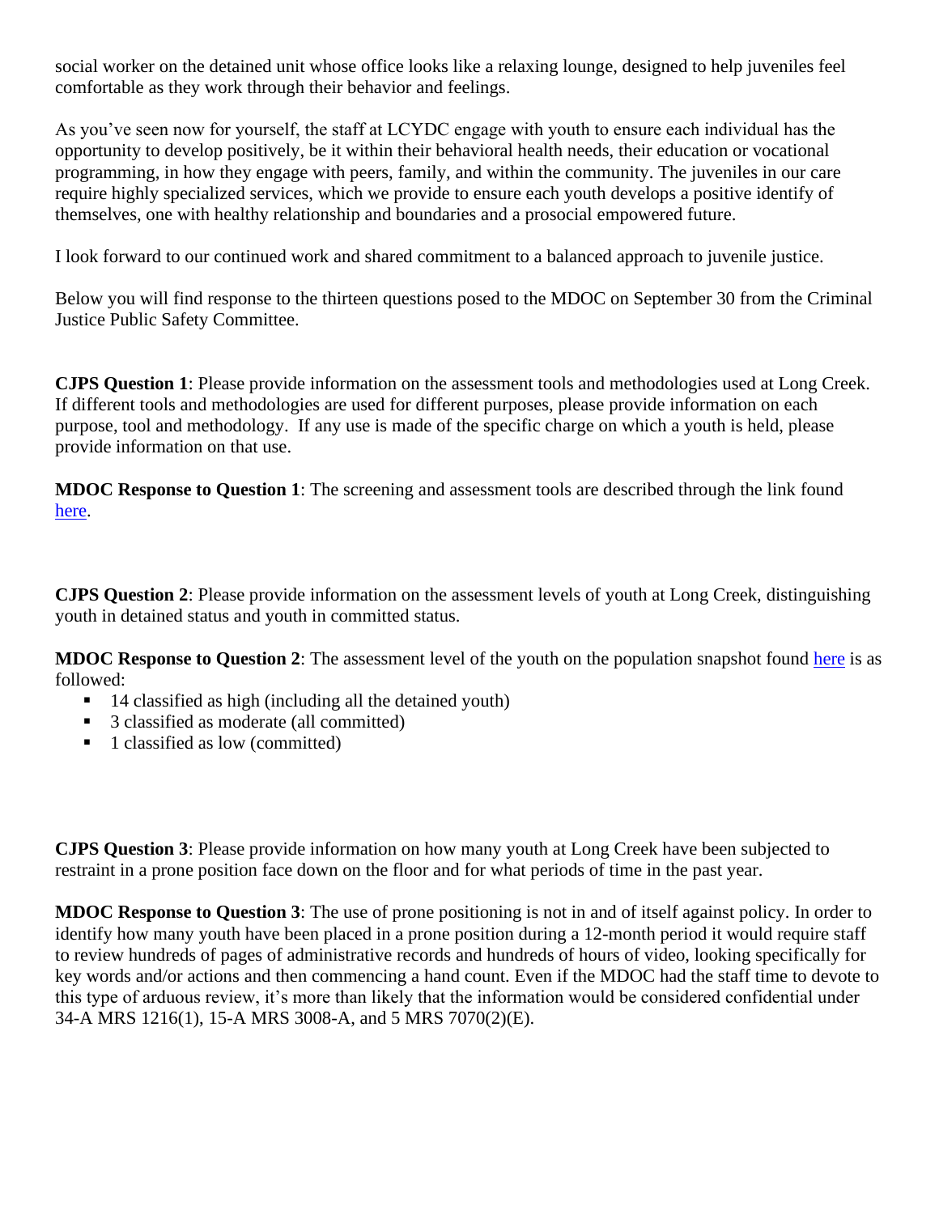social worker on the detained unit whose office looks like a relaxing lounge, designed to help juveniles feel comfortable as they work through their behavior and feelings.

As you've seen now for yourself, the staff at LCYDC engage with youth to ensure each individual has the opportunity to develop positively, be it within their behavioral health needs, their education or vocational programming, in how they engage with peers, family, and within the community. The juveniles in our care require highly specialized services, which we provide to ensure each youth develops a positive identify of themselves, one with healthy relationship and boundaries and a prosocial empowered future.

I look forward to our continued work and shared commitment to a balanced approach to juvenile justice.

Below you will find response to the thirteen questions posed to the MDOC on September 30 from the Criminal Justice Public Safety Committee.

**CJPS Question 1**: Please provide information on the assessment tools and methodologies used at Long Creek. If different tools and methodologies are used for different purposes, please provide information on each purpose, tool and methodology. If any use is made of the specific charge on which a youth is held, please provide information on that use.

**MDOC Response to Question 1**: The screening and assessment tools are described through the link found here.

**CJPS Question 2**: Please provide information on the assessment levels of youth at Long Creek, distinguishing youth in detained status and youth in committed status.

**MDOC Response to Question 2**: The assessment level of the youth on the population snapshot found here is as followed:

- 14 classified as high (including all the detained youth)
- 3 classified as moderate (all committed)
- 1 classified as low (committed)

**CJPS Question 3**: Please provide information on how many youth at Long Creek have been subjected to restraint in a prone position face down on the floor and for what periods of time in the past year.

**MDOC Response to Question 3**: The use of prone positioning is not in and of itself against policy. In order to identify how many youth have been placed in a prone position during a 12-month period it would require staff to review hundreds of pages of administrative records and hundreds of hours of video, looking specifically for key words and/or actions and then commencing a hand count. Even if the MDOC had the staff time to devote to this type of arduous review, it's more than likely that the information would be considered confidential under 34-A MRS 1216(1), 15-A MRS 3008-A, and 5 MRS 7070(2)(E).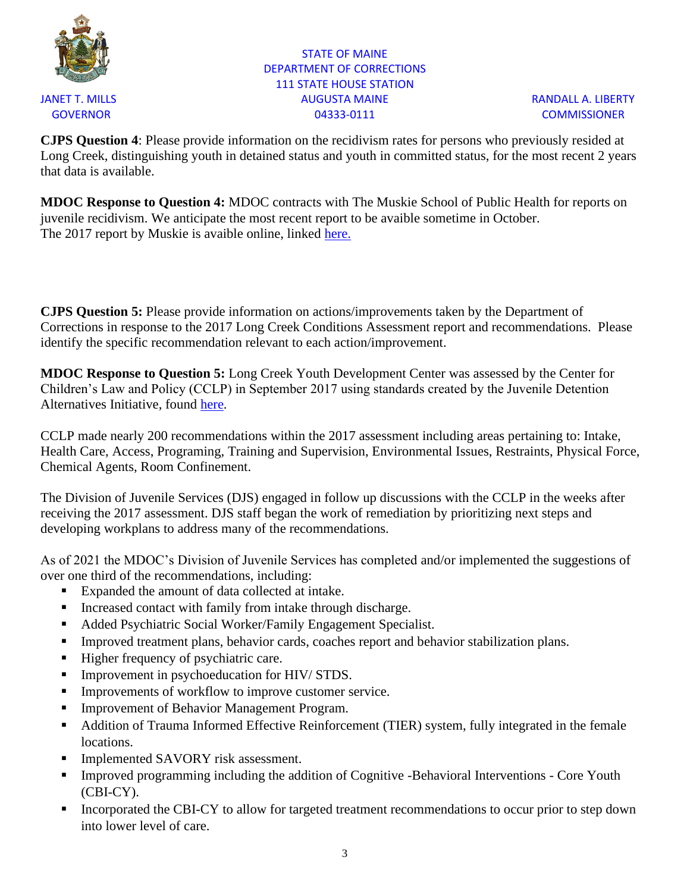STATE OF MAINE
DEPARTMENT OF CORRECTIONS
111 STATE HOUSE STATION
AUGUSTA MAINE
04333-0111

JANET T. MILLS
GOVERNOR

RANDALL A. LIBERTY
COMMISSIONER

**CJPS Question 4**: Please provide information on the recidivism rates for persons who previously resided at Long Creek, distinguishing youth in detained status and youth in committed status, for the most recent 2 years that data is available.

**MDOC Response to Question 4:** MDOC contracts with The Muskie School of Public Health for reports on juvenile recidivism. We anticipate the most recent report to be avaible sometime in October.
The 2017 report by Muskie is avaible online, linked here.

**CJPS Question 5:** Please provide information on actions/improvements taken by the Department of Corrections in response to the 2017 Long Creek Conditions Assessment report and recommendations. Please identify the specific recommendation relevant to each action/improvement.

**MDOC Response to Question 5:** Long Creek Youth Development Center was assessed by the Center for Children's Law and Policy (CCLP) in September 2017 using standards created by the Juvenile Detention Alternatives Initiative, found here.

CCLP made nearly 200 recommendations within the 2017 assessment including areas pertaining to: Intake, Health Care, Access, Programing, Training and Supervision, Environmental Issues, Restraints, Physical Force, Chemical Agents, Room Confinement.

The Division of Juvenile Services (DJS) engaged in follow up discussions with the CCLP in the weeks after receiving the 2017 assessment. DJS staff began the work of remediation by prioritizing next steps and developing workplans to address many of the recommendations.

As of 2021 the MDOC's Division of Juvenile Services has completed and/or implemented the suggestions of over one third of the recommendations, including:

- Expanded the amount of data collected at intake.
- Increased contact with family from intake through discharge.
- Added Psychiatric Social Worker/Family Engagement Specialist.
- Improved treatment plans, behavior cards, coaches report and behavior stabilization plans.
- Higher frequency of psychiatric care.
- Improvement in psychoeducation for HIV/ STDS.
- Improvements of workflow to improve customer service.
- Improvement of Behavior Management Program.
- Addition of Trauma Informed Effective Reinforcement (TIER) system, fully integrated in the female locations.
- Implemented SAVORY risk assessment.
- Improved programming including the addition of Cognitive -Behavioral Interventions - Core Youth (CBI-CY).
- Incorporated the CBI-CY to allow for targeted treatment recommendations to occur prior to step down into lower level of care.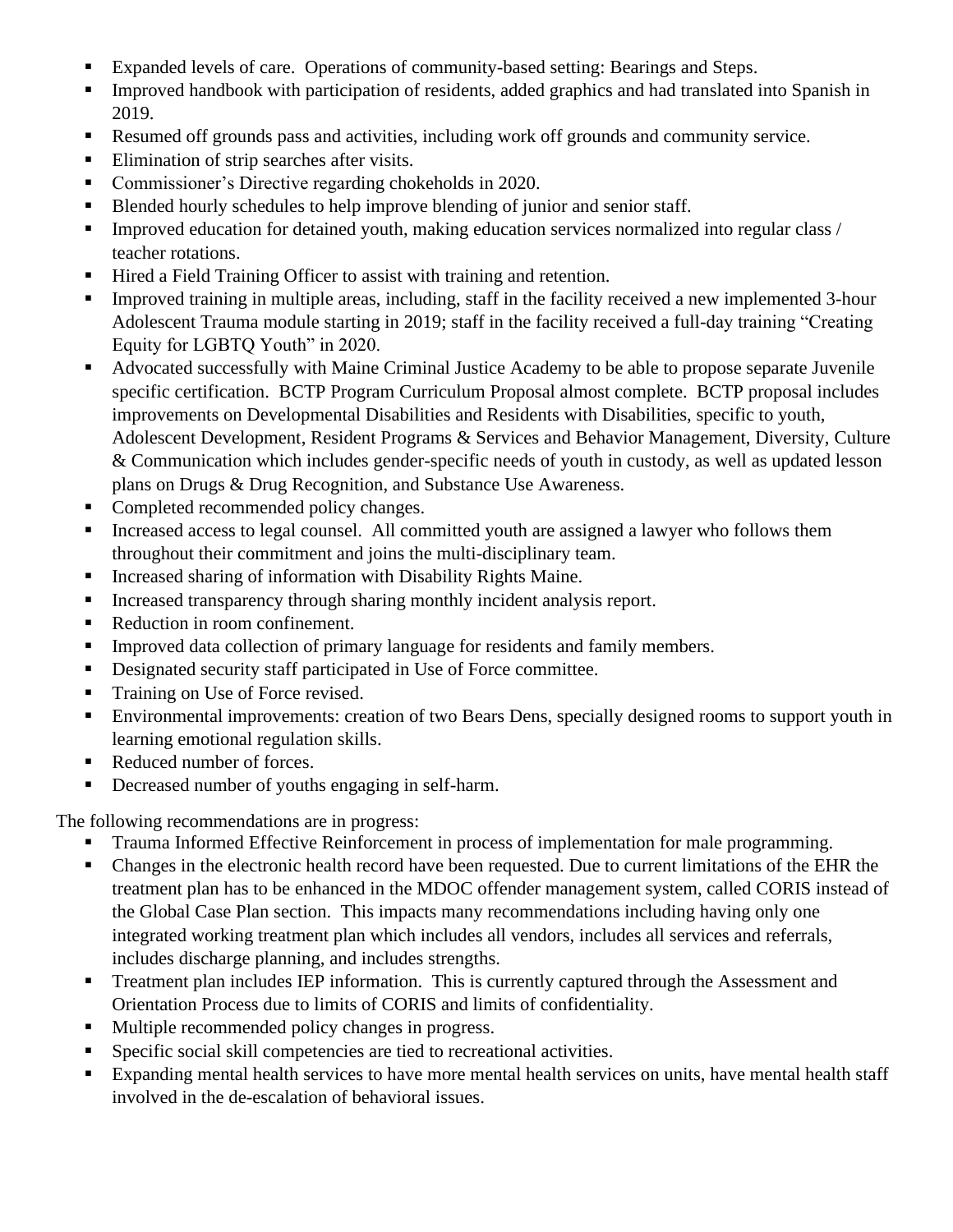- Expanded levels of care. Operations of community-based setting: Bearings and Steps.
- Improved handbook with participation of residents, added graphics and had translated into Spanish in 2019.
- Resumed off grounds pass and activities, including work off grounds and community service.
- Elimination of strip searches after visits.
- Commissioner's Directive regarding chokeholds in 2020.
- Blended hourly schedules to help improve blending of junior and senior staff.
- Improved education for detained youth, making education services normalized into regular class / teacher rotations.
- Hired a Field Training Officer to assist with training and retention.
- Improved training in multiple areas, including, staff in the facility received a new implemented 3-hour Adolescent Trauma module starting in 2019; staff in the facility received a full-day training "Creating Equity for LGBTQ Youth" in 2020.
- Advocated successfully with Maine Criminal Justice Academy to be able to propose separate Juvenile specific certification. BCTP Program Curriculum Proposal almost complete. BCTP proposal includes improvements on Developmental Disabilities and Residents with Disabilities, specific to youth, Adolescent Development, Resident Programs & Services and Behavior Management, Diversity, Culture & Communication which includes gender-specific needs of youth in custody, as well as updated lesson plans on Drugs & Drug Recognition, and Substance Use Awareness.
- Completed recommended policy changes.
- Increased access to legal counsel. All committed youth are assigned a lawyer who follows them throughout their commitment and joins the multi-disciplinary team.
- Increased sharing of information with Disability Rights Maine.
- Increased transparency through sharing monthly incident analysis report.
- Reduction in room confinement.
- Improved data collection of primary language for residents and family members.
- Designated security staff participated in Use of Force committee.
- Training on Use of Force revised.
- Environmental improvements: creation of two Bears Dens, specially designed rooms to support youth in learning emotional regulation skills.
- Reduced number of forces.
- Decreased number of youths engaging in self-harm.

The following recommendations are in progress:

- Trauma Informed Effective Reinforcement in process of implementation for male programming.
- Changes in the electronic health record have been requested. Due to current limitations of the EHR the treatment plan has to be enhanced in the MDOC offender management system, called CORIS instead of the Global Case Plan section. This impacts many recommendations including having only one integrated working treatment plan which includes all vendors, includes all services and referrals, includes discharge planning, and includes strengths.
- Treatment plan includes IEP information. This is currently captured through the Assessment and Orientation Process due to limits of CORIS and limits of confidentiality.
- Multiple recommended policy changes in progress.
- Specific social skill competencies are tied to recreational activities.
- Expanding mental health services to have more mental health services on units, have mental health staff involved in the de-escalation of behavioral issues.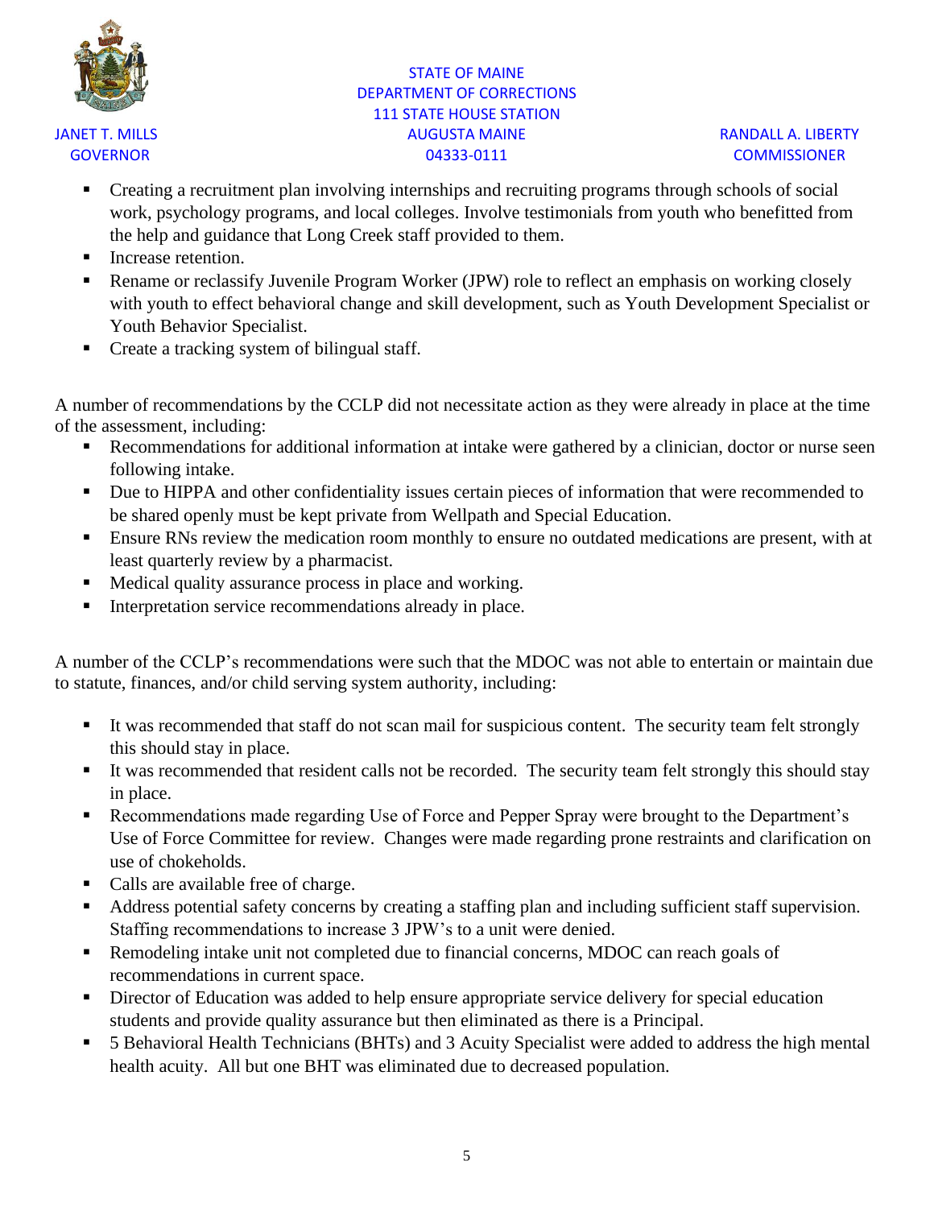- Creating a recruitment plan involving internships and recruiting programs through schools of social work, psychology programs, and local colleges. Involve testimonials from youth who benefitted from the help and guidance that Long Creek staff provided to them.
- Increase retention.
- Rename or reclassify Juvenile Program Worker (JPW) role to reflect an emphasis on working closely with youth to effect behavioral change and skill development, such as Youth Development Specialist or Youth Behavior Specialist.
- Create a tracking system of bilingual staff.

A number of recommendations by the CCLP did not necessitate action as they were already in place at the time of the assessment, including:

- Recommendations for additional information at intake were gathered by a clinician, doctor or nurse seen following intake.
- Due to HIPPA and other confidentiality issues certain pieces of information that were recommended to be shared openly must be kept private from Wellpath and Special Education.
- Ensure RNs review the medication room monthly to ensure no outdated medications are present, with at least quarterly review by a pharmacist.
- Medical quality assurance process in place and working.
- Interpretation service recommendations already in place.

A number of the CCLP's recommendations were such that the MDOC was not able to entertain or maintain due to statute, finances, and/or child serving system authority, including:

- It was recommended that staff do not scan mail for suspicious content. The security team felt strongly this should stay in place.
- It was recommended that resident calls not be recorded. The security team felt strongly this should stay in place.
- Recommendations made regarding Use of Force and Pepper Spray were brought to the Department's Use of Force Committee for review. Changes were made regarding prone restraints and clarification on use of chokeholds.
- Calls are available free of charge.
- Address potential safety concerns by creating a staffing plan and including sufficient staff supervision. Staffing recommendations to increase 3 JPW's to a unit were denied.
- Remodeling intake unit not completed due to financial concerns, MDOC can reach goals of recommendations in current space.
- Director of Education was added to help ensure appropriate service delivery for special education students and provide quality assurance but then eliminated as there is a Principal.
- 5 Behavioral Health Technicians (BHTs) and 3 Acuity Specialist were added to address the high mental health acuity. All but one BHT was eliminated due to decreased population.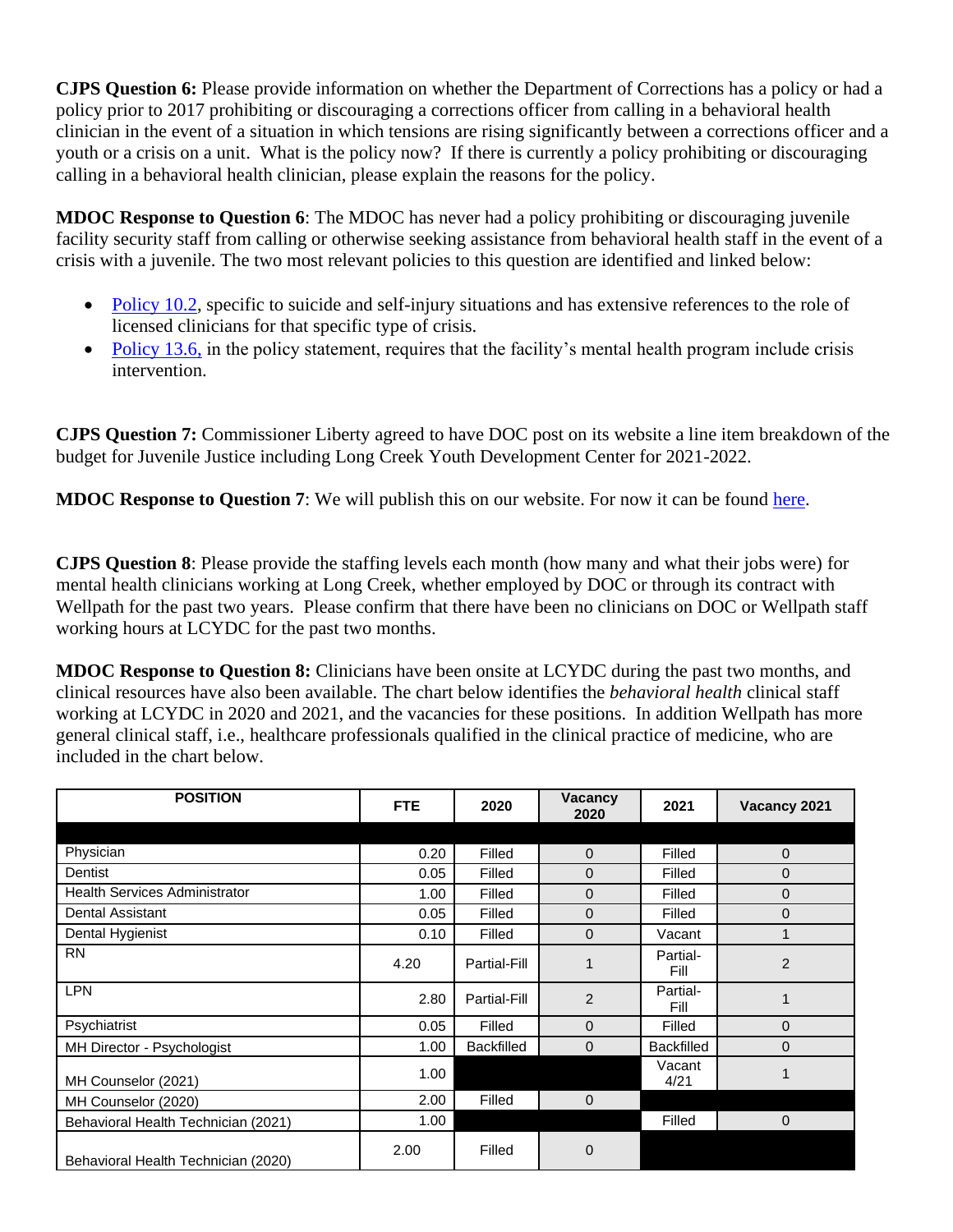**CJPS Question 6:** Please provide information on whether the Department of Corrections has a policy or had a policy prior to 2017 prohibiting or discouraging a corrections officer from calling in a behavioral health clinician in the event of a situation in which tensions are rising significantly between a corrections officer and a youth or a crisis on a unit. What is the policy now? If there is currently a policy prohibiting or discouraging calling in a behavioral health clinician, please explain the reasons for the policy.

**MDOC Response to Question 6**: The MDOC has never had a policy prohibiting or discouraging juvenile facility security staff from calling or otherwise seeking assistance from behavioral health staff in the event of a crisis with a juvenile. The two most relevant policies to this question are identified and linked below:

- Policy 10.2, specific to suicide and self-injury situations and has extensive references to the role of licensed clinicians for that specific type of crisis.
- Policy 13.6, in the policy statement, requires that the facility's mental health program include crisis intervention.

**CJPS Question 7:** Commissioner Liberty agreed to have DOC post on its website a line item breakdown of the budget for Juvenile Justice including Long Creek Youth Development Center for 2021-2022.

**MDOC Response to Question 7**: We will publish this on our website. For now it can be found here.

**CJPS Question 8**: Please provide the staffing levels each month (how many and what their jobs were) for mental health clinicians working at Long Creek, whether employed by DOC or through its contract with Wellpath for the past two years. Please confirm that there have been no clinicians on DOC or Wellpath staff working hours at LCYDC for the past two months.

**MDOC Response to Question 8:** Clinicians have been onsite at LCYDC during the past two months, and clinical resources have also been available. The chart below identifies the *behavioral health* clinical staff working at LCYDC in 2020 and 2021, and the vacancies for these positions. In addition Wellpath has more general clinical staff, i.e., healthcare professionals qualified in the clinical practice of medicine, who are included in the chart below.

| POSITION | FTE | 2020 | Vacancy 2020 | 2021 | Vacancy 2021 |
|---|---|---|---|---|---|
| Physician | 0.20 | Filled | 0 | Filled | 0 |
| Dentist | 0.05 | Filled | 0 | Filled | 0 |
| Health Services Administrator | 1.00 | Filled | 0 | Filled | 0 |
| Dental Assistant | 0.05 | Filled | 0 | Filled | 0 |
| Dental Hygienist | 0.10 | Filled | 0 | Vacant | 1 |
| RN | 4.20 | Partial-Fill | 1 | Partial-Fill | 2 |
| LPN | 2.80 | Partial-Fill | 2 | Partial-Fill | 1 |
| Psychiatrist | 0.05 | Filled | 0 | Filled | 0 |
| MH Director - Psychologist | 1.00 | Backfilled | 0 | Backfilled | 0 |
| MH Counselor (2021) | 1.00 | | | Vacant 4/21 | 1 |
| MH Counselor (2020) | 2.00 | Filled | 0 | | |
| Behavioral Health Technician (2021) | 1.00 | | | Filled | 0 |
| Behavioral Health Technician (2020) | 2.00 | Filled | 0 | | |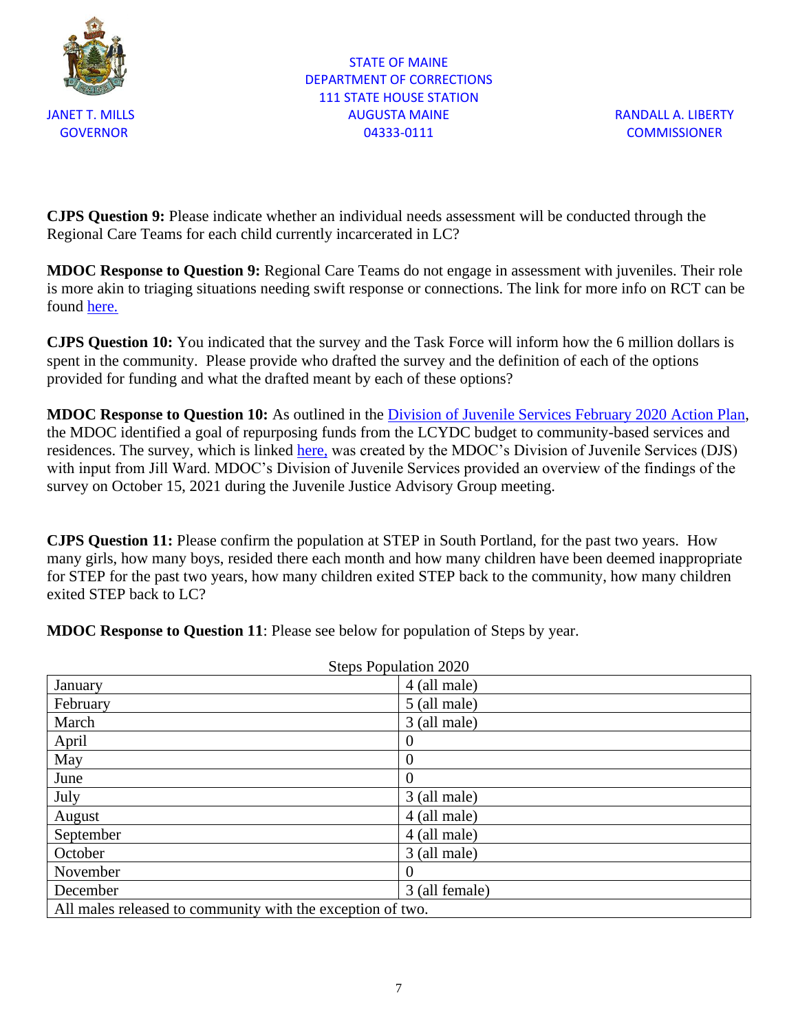STATE OF MAINE
DEPARTMENT OF CORRECTIONS
111 STATE HOUSE STATION
AUGUSTA MAINE
04333-0111

JANET T. MILLS
GOVERNOR

RANDALL A. LIBERTY
COMMISSIONER

**CJPS Question 9:** Please indicate whether an individual needs assessment will be conducted through the Regional Care Teams for each child currently incarcerated in LC?

**MDOC Response to Question 9:** Regional Care Teams do not engage in assessment with juveniles. Their role is more akin to triaging situations needing swift response or connections. The link for more info on RCT can be found here.

**CJPS Question 10:** You indicated that the survey and the Task Force will inform how the 6 million dollars is spent in the community. Please provide who drafted the survey and the definition of each of the options provided for funding and what the drafted meant by each of these options?

**MDOC Response to Question 10:** As outlined in the Division of Juvenile Services February 2020 Action Plan, the MDOC identified a goal of repurposing funds from the LCYDC budget to community-based services and residences. The survey, which is linked here, was created by the MDOC's Division of Juvenile Services (DJS) with input from Jill Ward. MDOC's Division of Juvenile Services provided an overview of the findings of the survey on October 15, 2021 during the Juvenile Justice Advisory Group meeting.

**CJPS Question 11:** Please confirm the population at STEP in South Portland, for the past two years. How many girls, how many boys, resided there each month and how many children have been deemed inappropriate for STEP for the past two years, how many children exited STEP back to the community, how many children exited STEP back to LC?

**MDOC Response to Question 11**: Please see below for population of Steps by year.

Steps Population 2020

| | |
|---|---|
| January | 4 (all male) |
| February | 5 (all male) |
| March | 3 (all male) |
| April | 0 |
| May | 0 |
| June | 0 |
| July | 3 (all male) |
| August | 4 (all male) |
| September | 4 (all male) |
| October | 3 (all male) |
| November | 0 |
| December | 3 (all female) |
| All males released to community with the exception of two. | |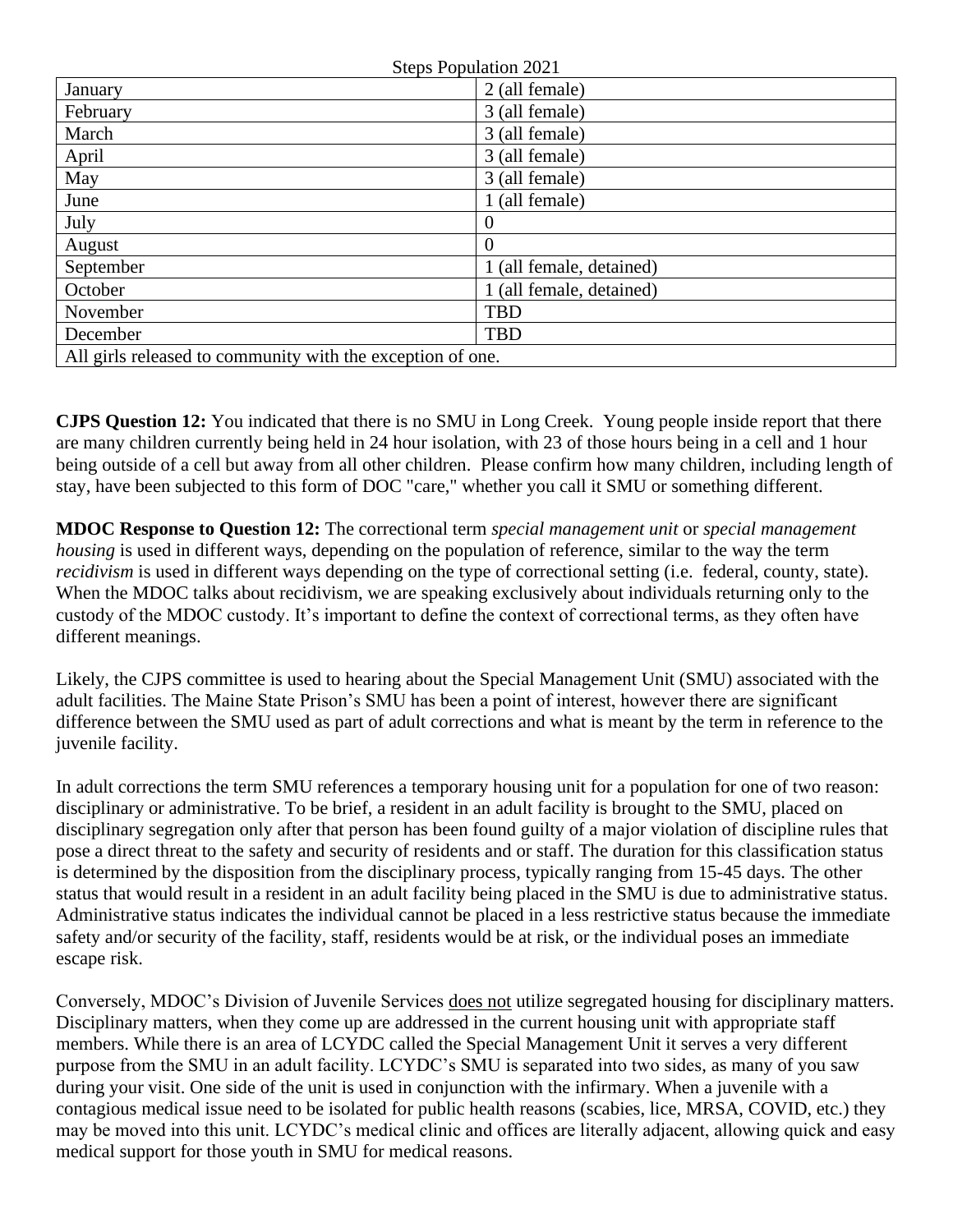Steps Population 2021

| January | 2 (all female) |
|---|---|
| February | 3 (all female) |
| March | 3 (all female) |
| April | 3 (all female) |
| May | 3 (all female) |
| June | 1 (all female) |
| July | 0 |
| August | 0 |
| September | 1 (all female, detained) |
| October | 1 (all female, detained) |
| November | TBD |
| December | TBD |
| All girls released to community with the exception of one. | |

**CJPS Question 12:** You indicated that there is no SMU in Long Creek. Young people inside report that there are many children currently being held in 24 hour isolation, with 23 of those hours being in a cell and 1 hour being outside of a cell but away from all other children. Please confirm how many children, including length of stay, have been subjected to this form of DOC "care," whether you call it SMU or something different.

**MDOC Response to Question 12:** The correctional term *special management unit* or *special management housing* is used in different ways, depending on the population of reference, similar to the way the term *recidivism* is used in different ways depending on the type of correctional setting (i.e. federal, county, state). When the MDOC talks about recidivism, we are speaking exclusively about individuals returning only to the custody of the MDOC custody. It's important to define the context of correctional terms, as they often have different meanings.

Likely, the CJPS committee is used to hearing about the Special Management Unit (SMU) associated with the adult facilities. The Maine State Prison's SMU has been a point of interest, however there are significant difference between the SMU used as part of adult corrections and what is meant by the term in reference to the juvenile facility.

In adult corrections the term SMU references a temporary housing unit for a population for one of two reason: disciplinary or administrative. To be brief, a resident in an adult facility is brought to the SMU, placed on disciplinary segregation only after that person has been found guilty of a major violation of discipline rules that pose a direct threat to the safety and security of residents and or staff. The duration for this classification status is determined by the disposition from the disciplinary process, typically ranging from 15-45 days. The other status that would result in a resident in an adult facility being placed in the SMU is due to administrative status. Administrative status indicates the individual cannot be placed in a less restrictive status because the immediate safety and/or security of the facility, staff, residents would be at risk, or the individual poses an immediate escape risk.

Conversely, MDOC's Division of Juvenile Services does not utilize segregated housing for disciplinary matters. Disciplinary matters, when they come up are addressed in the current housing unit with appropriate staff members. While there is an area of LCYDC called the Special Management Unit it serves a very different purpose from the SMU in an adult facility. LCYDC's SMU is separated into two sides, as many of you saw during your visit. One side of the unit is used in conjunction with the infirmary. When a juvenile with a contagious medical issue need to be isolated for public health reasons (scabies, lice, MRSA, COVID, etc.) they may be moved into this unit. LCYDC's medical clinic and offices are literally adjacent, allowing quick and easy medical support for those youth in SMU for medical reasons.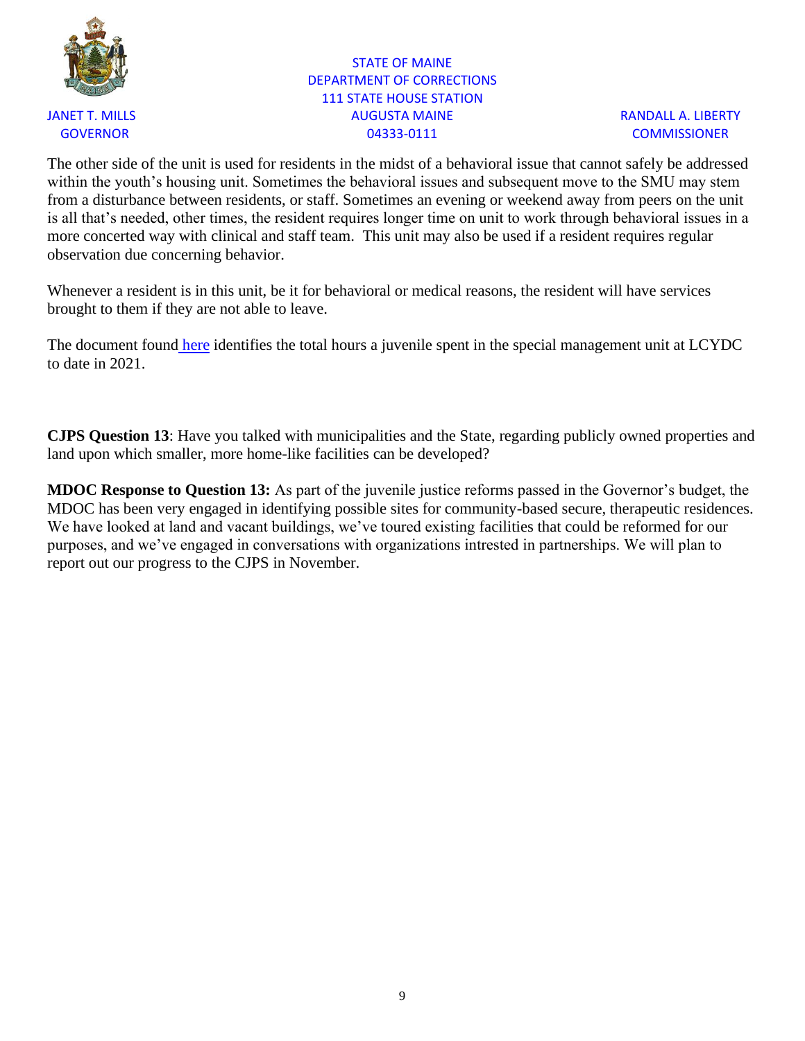The other side of the unit is used for residents in the midst of a behavioral issue that cannot safely be addressed within the youth's housing unit. Sometimes the behavioral issues and subsequent move to the SMU may stem from a disturbance between residents, or staff. Sometimes an evening or weekend away from peers on the unit is all that's needed, other times, the resident requires longer time on unit to work through behavioral issues in a more concerted way with clinical and staff team. This unit may also be used if a resident requires regular observation due concerning behavior.

Whenever a resident is in this unit, be it for behavioral or medical reasons, the resident will have services brought to them if they are not able to leave.

The document found here identifies the total hours a juvenile spent in the special management unit at LCYDC to date in 2021.

**CJPS Question 13**: Have you talked with municipalities and the State, regarding publicly owned properties and land upon which smaller, more home-like facilities can be developed?

**MDOC Response to Question 13:** As part of the juvenile justice reforms passed in the Governor's budget, the MDOC has been very engaged in identifying possible sites for community-based secure, therapeutic residences. We have looked at land and vacant buildings, we've toured existing facilities that could be reformed for our purposes, and we've engaged in conversations with organizations intrested in partnerships. We will plan to report out our progress to the CJPS in November.